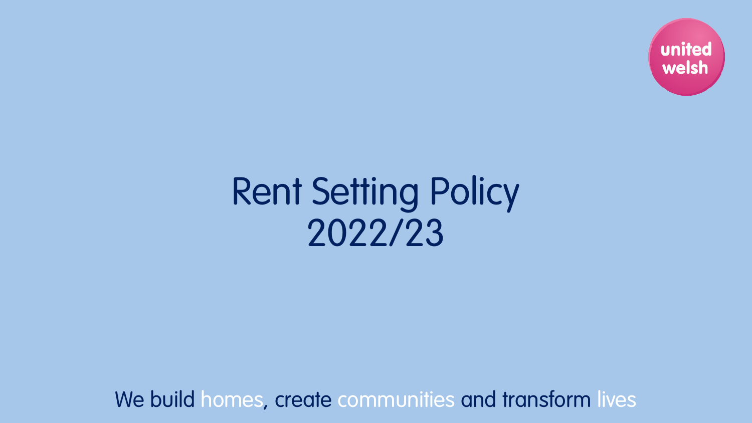united welsh

# Rent Setting Policy 2022/23

We build homes, create communities and transform lives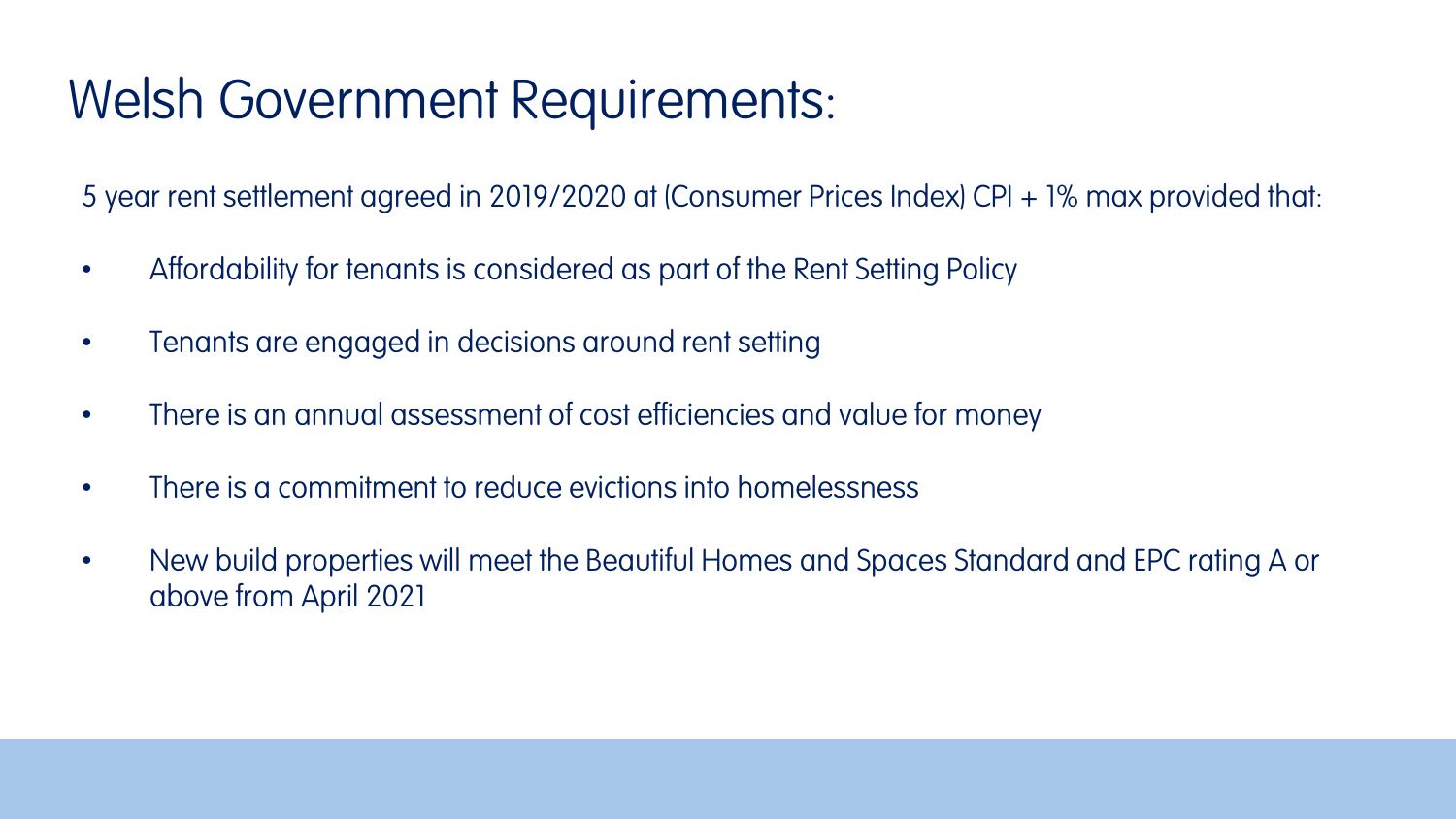# Welsh Government Requirements:

5 year rent settlement agreed in 2019/2020 at (Consumer Prices Index) CPI + 1% max provided that:

- Affordability for tenants is considered as part of the Rent Setting Policy
- Tenants are engaged in decisions around rent setting
- There is an annual assessment of cost efficiencies and value for money
- There is a commitment to reduce evictions into homelessness
- New build properties will meet the Beautiful Homes and Spaces Standard and EPC rating A or above from April 2021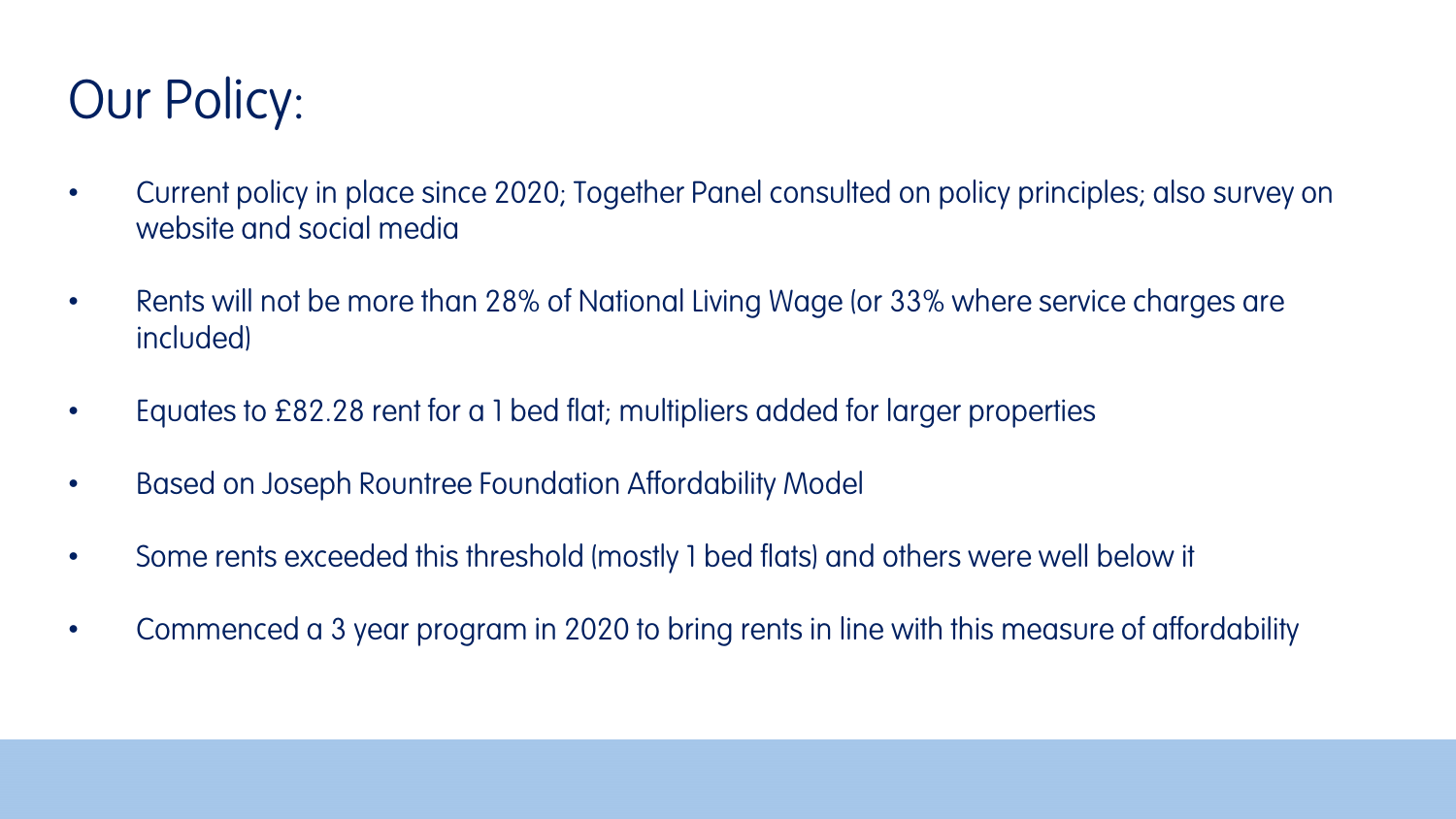# Our Policy:

- Current policy in place since 2020; Together Panel consulted on policy principles; also survey on website and social media
- Rents will not be more than 28% of National Living Wage (or 33% where service charges are included)
- Equates to £82.28 rent for a 1 bed flat; multipliers added for larger properties
- Based on Joseph Rountree Foundation Affordability Model
- Some rents exceeded this threshold (mostly 1 bed flats) and others were well below it
- Commenced a 3 year program in 2020 to bring rents in line with this measure of affordability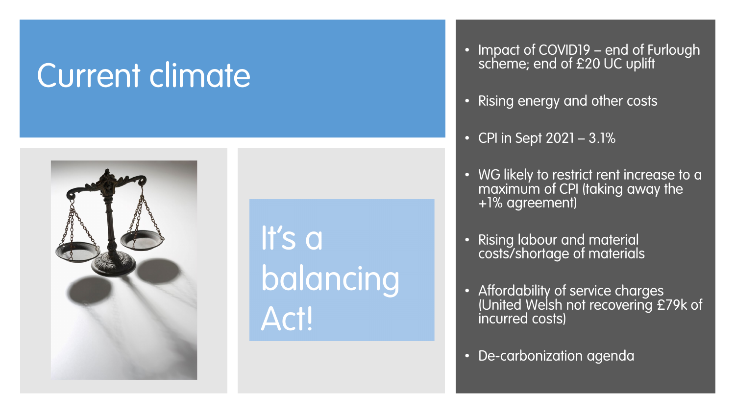# Current climate

It's a balancing Act!

- Impact of COVID19 – end of Furlough scheme; end of £20 UC uplift
- Rising energy and other costs
- CPI in Sept 2021 – 3.1%
- WG likely to restrict rent increase to a maximum of CPI (taking away the +1% agreement)
- Rising labour and material costs/shortage of materials
- Affordability of service charges (United Welsh not recovering £79k of incurred costs)
- De-carbonization agenda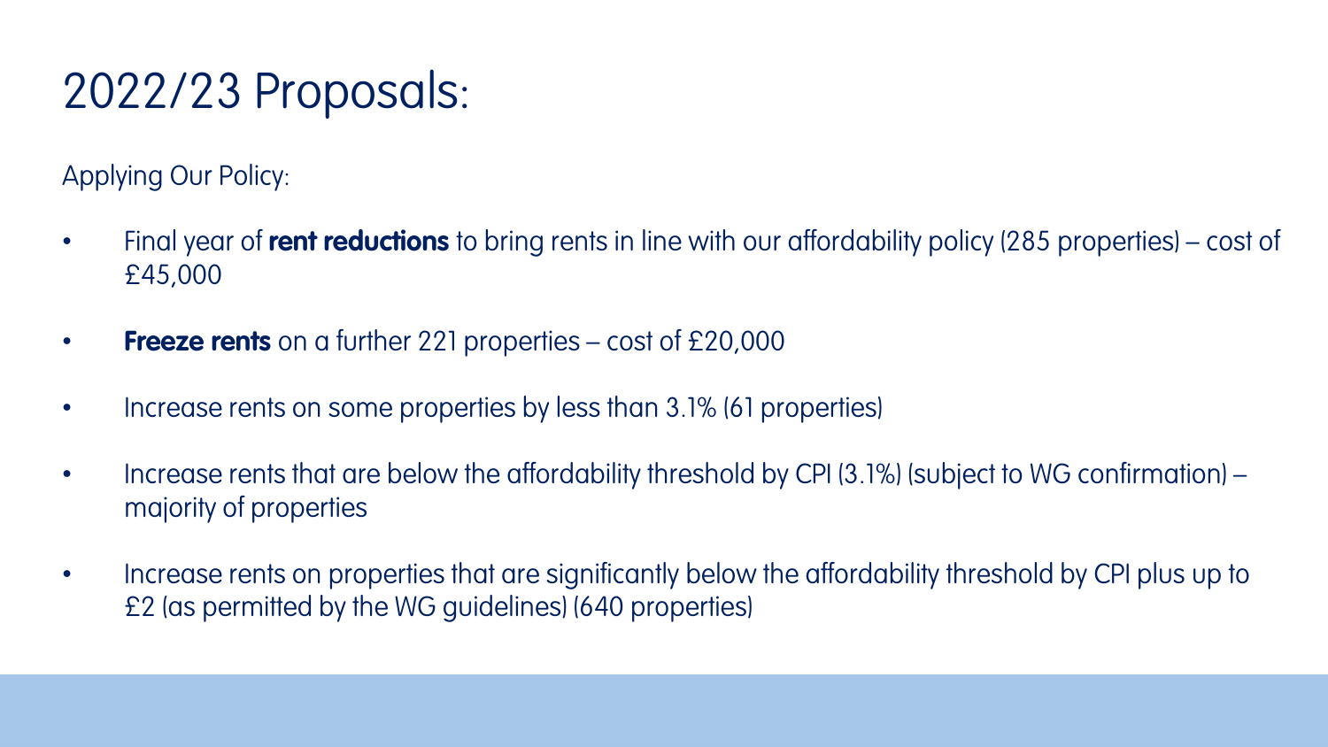# 2022/23 Proposals:

Applying Our Policy:

- Final year of **rent reductions** to bring rents in line with our affordability policy (285 properties) – cost of £45,000
- **Freeze rents** on a further 221 properties – cost of £20,000
- Increase rents on some properties by less than 3.1% (61 properties)
- Increase rents that are below the affordability threshold by CPI (3.1%) (subject to WG confirmation) – majority of properties
- Increase rents on properties that are significantly below the affordability threshold by CPI plus up to £2 (as permitted by the WG guidelines) (640 properties)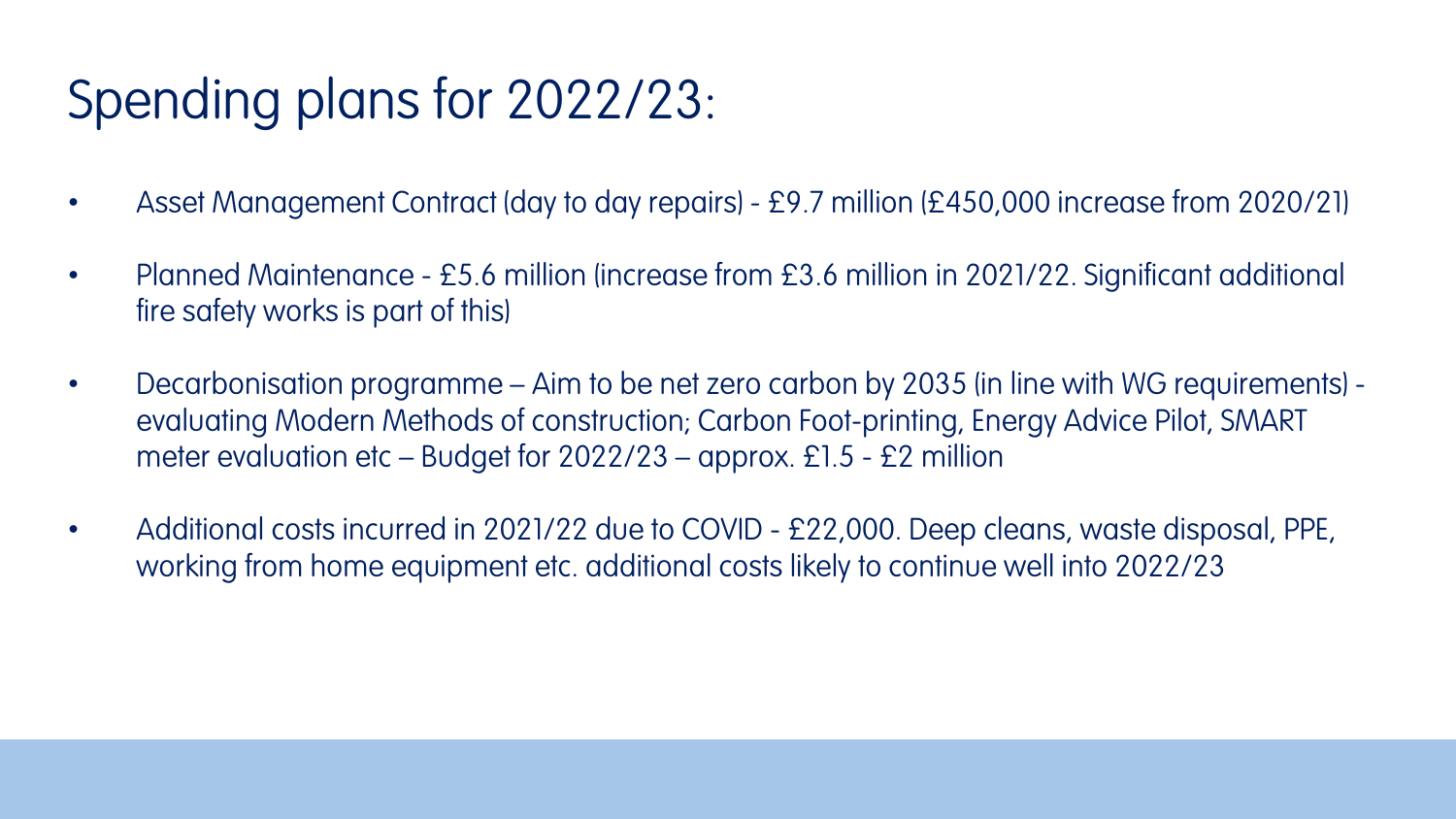# Spending plans for 2022/23:

- Asset Management Contract (day to day repairs) - £9.7 million (£450,000 increase from 2020/21)
- Planned Maintenance - £5.6 million (increase from £3.6 million in 2021/22. Significant additional fire safety works is part of this)
- Decarbonisation programme – Aim to be net zero carbon by 2035 (in line with WG requirements) - evaluating Modern Methods of construction; Carbon Foot-printing, Energy Advice Pilot, SMART meter evaluation etc – Budget for 2022/23 – approx. £1.5 - £2 million
- Additional costs incurred in 2021/22 due to COVID - £22,000. Deep cleans, waste disposal, PPE, working from home equipment etc. additional costs likely to continue well into 2022/23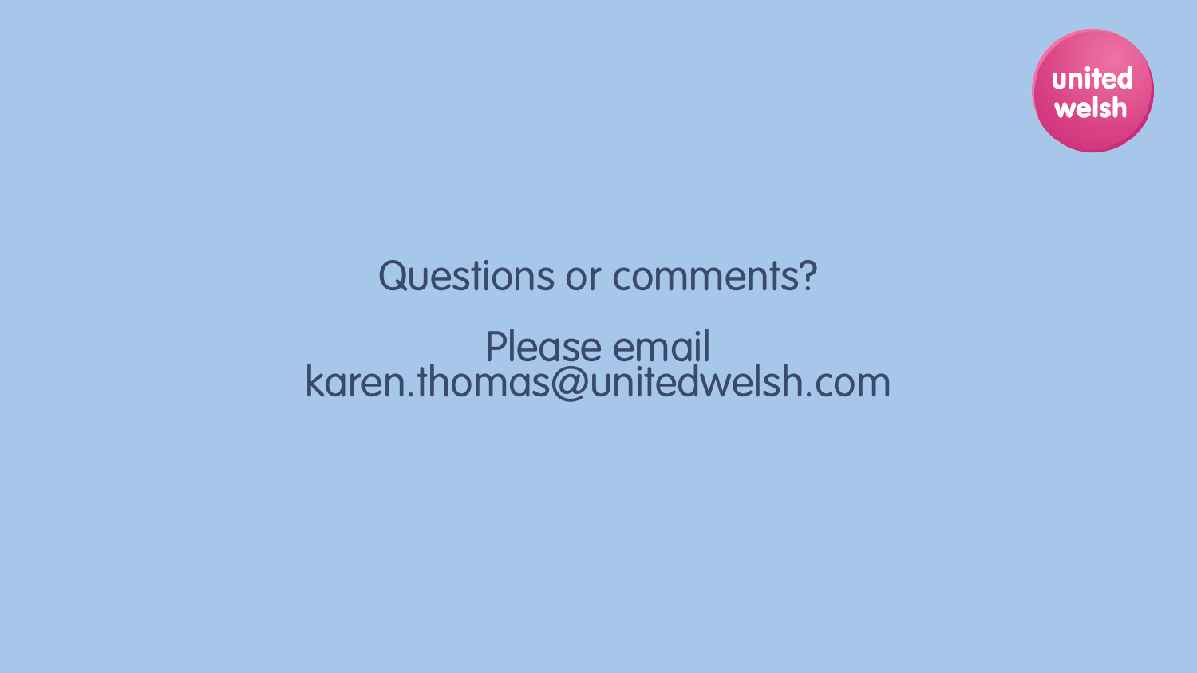united welsh

Questions or comments?

Please email karen.thomas@unitedwelsh.com